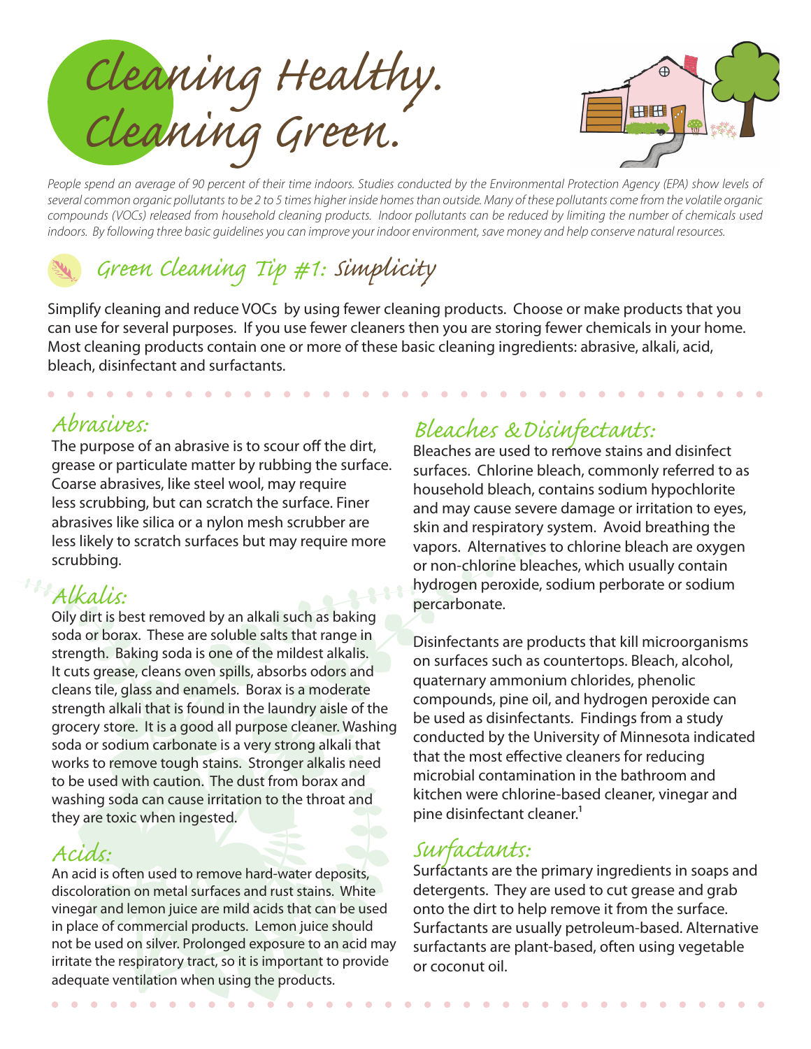# Cleaning Healthy. Cleaning Green.

*People spend an average of 90 percent of their time indoors. Studies conducted by the Environmental Protection Agency (EPA) show levels of several common organic pollutants to be 2 to 5 times higher inside homes than outside. Many of these pollutants come from the volatile organic compounds (VOCs) released from household cleaning products. Indoor pollutants can be reduced by limiting the number of chemicals used indoors. By following three basic guidelines you can improve your indoor environment, save money and help conserve natural resources.*

## Green Cleaning Tip #1: Simplicity

Simplify cleaning and reduce VOCs by using fewer cleaning products. Choose or make products that you can use for several purposes. If you use fewer cleaners then you are storing fewer chemicals in your home. Most cleaning products contain one or more of these basic cleaning ingredients: abrasive, alkali, acid, bleach, disinfectant and surfactants.

### Abrasives:

The purpose of an abrasive is to scour off the dirt, grease or particulate matter by rubbing the surface. Coarse abrasives, like steel wool, may require less scrubbing, but can scratch the surface. Finer abrasives like silica or a nylon mesh scrubber are less likely to scratch surfaces but may require more scrubbing.

### Alkalis:

Oily dirt is best removed by an alkali such as baking soda or borax. These are soluble salts that range in strength. Baking soda is one of the mildest alkalis. It cuts grease, cleans oven spills, absorbs odors and cleans tile, glass and enamels. Borax is a moderate strength alkali that is found in the laundry aisle of the grocery store. It is a good all purpose cleaner. Washing soda or sodium carbonate is a very strong alkali that works to remove tough stains. Stronger alkalis need to be used with caution. The dust from borax and washing soda can cause irritation to the throat and they are toxic when ingested.

### Acids:

An acid is often used to remove hard-water deposits, discoloration on metal surfaces and rust stains. White vinegar and lemon juice are mild acids that can be used in place of commercial products. Lemon juice should not be used on silver. Prolonged exposure to an acid may irritate the respiratory tract, so it is important to provide adequate ventilation when using the products.

### Bleaches & Disinfectants:

Bleaches are used to remove stains and disinfect surfaces. Chlorine bleach, commonly referred to as household bleach, contains sodium hypochlorite and may cause severe damage or irritation to eyes, skin and respiratory system. Avoid breathing the vapors. Alternatives to chlorine bleach are oxygen or non-chlorine bleaches, which usually contain hydrogen peroxide, sodium perborate or sodium percarbonate.

Disinfectants are products that kill microorganisms on surfaces such as countertops. Bleach, alcohol, quaternary ammonium chlorides, phenolic compounds, pine oil, and hydrogen peroxide can be used as disinfectants. Findings from a study conducted by the University of Minnesota indicated that the most effective cleaners for reducing microbial contamination in the bathroom and kitchen were chlorine-based cleaner, vinegar and pine disinfectant cleaner.[1]

### Surfactants:

Surfactants are the primary ingredients in soaps and detergents. They are used to cut grease and grab onto the dirt to help remove it from the surface. Surfactants are usually petroleum-based. Alternative surfactants are plant-based, often using vegetable or coconut oil.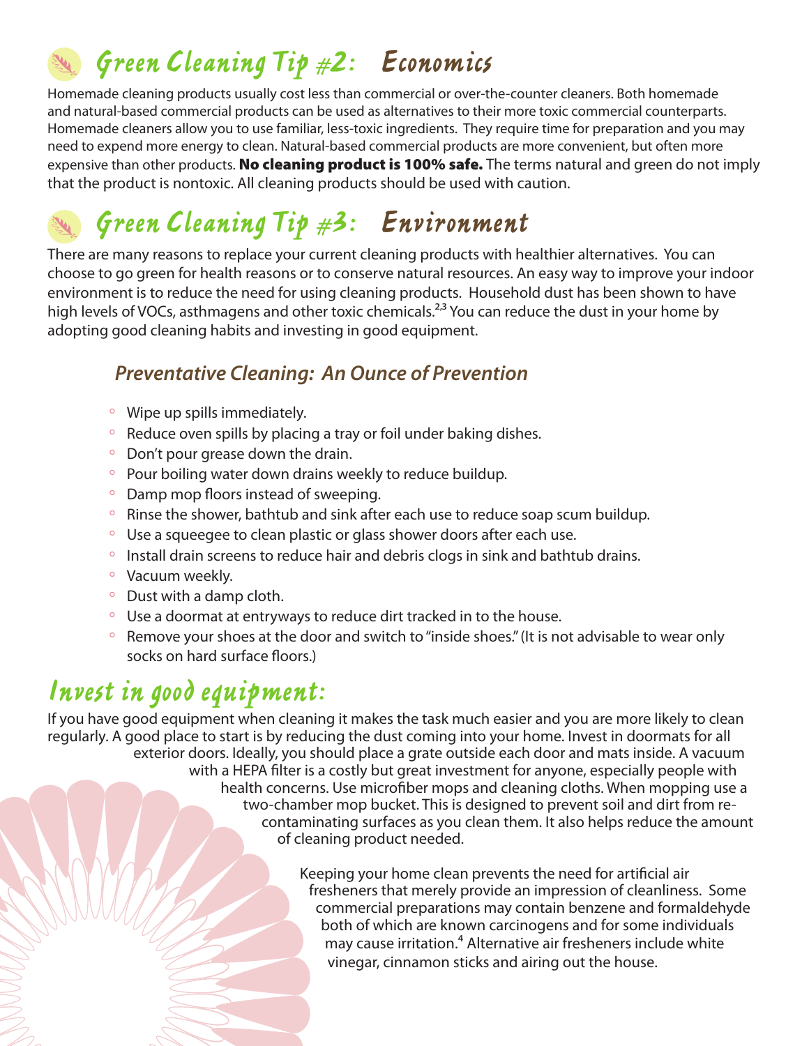## Green Cleaning Tip #2: Economics

Homemade cleaning products usually cost less than commercial or over-the-counter cleaners. Both homemade and natural-based commercial products can be used as alternatives to their more toxic commercial counterparts. Homemade cleaners allow you to use familiar, less-toxic ingredients. They require time for preparation and you may need to expend more energy to clean. Natural-based commercial products are more convenient, but often more expensive than other products. **No cleaning product is 100% safe.** The terms natural and green do not imply that the product is nontoxic. All cleaning products should be used with caution.

## Green Cleaning Tip #3: Environment

There are many reasons to replace your current cleaning products with healthier alternatives. You can choose to go green for health reasons or to conserve natural resources. An easy way to improve your indoor environment is to reduce the need for using cleaning products. Household dust has been shown to have high levels of VOCs, asthmagens and other toxic chemicals.[2,3] You can reduce the dust in your home by adopting good cleaning habits and investing in good equipment.

### *Preventative Cleaning: An Ounce of Prevention*

- Wipe up spills immediately.
- Reduce oven spills by placing a tray or foil under baking dishes.
- Don't pour grease down the drain.
- Pour boiling water down drains weekly to reduce buildup.
- Damp mop floors instead of sweeping.
- Rinse the shower, bathtub and sink after each use to reduce soap scum buildup.
- Use a squeegee to clean plastic or glass shower doors after each use.
- Install drain screens to reduce hair and debris clogs in sink and bathtub drains.
- Vacuum weekly.
- Dust with a damp cloth.
- Use a doormat at entryways to reduce dirt tracked in to the house.
- Remove your shoes at the door and switch to "inside shoes." (It is not advisable to wear only socks on hard surface floors.)

## Invest in good equipment:

If you have good equipment when cleaning it makes the task much easier and you are more likely to clean regularly. A good place to start is by reducing the dust coming into your home. Invest in doormats for all exterior doors. Ideally, you should place a grate outside each door and mats inside. A vacuum with a HEPA filter is a costly but great investment for anyone, especially people with health concerns. Use microfiber mops and cleaning cloths. When mopping use a two-chamber mop bucket. This is designed to prevent soil and dirt from re-contaminating surfaces as you clean them. It also helps reduce the amount of cleaning product needed.

Keeping your home clean prevents the need for artificial air fresheners that merely provide an impression of cleanliness. Some commercial preparations may contain benzene and formaldehyde both of which are known carcinogens and for some individuals may cause irritation.[4] Alternative air fresheners include white vinegar, cinnamon sticks and airing out the house.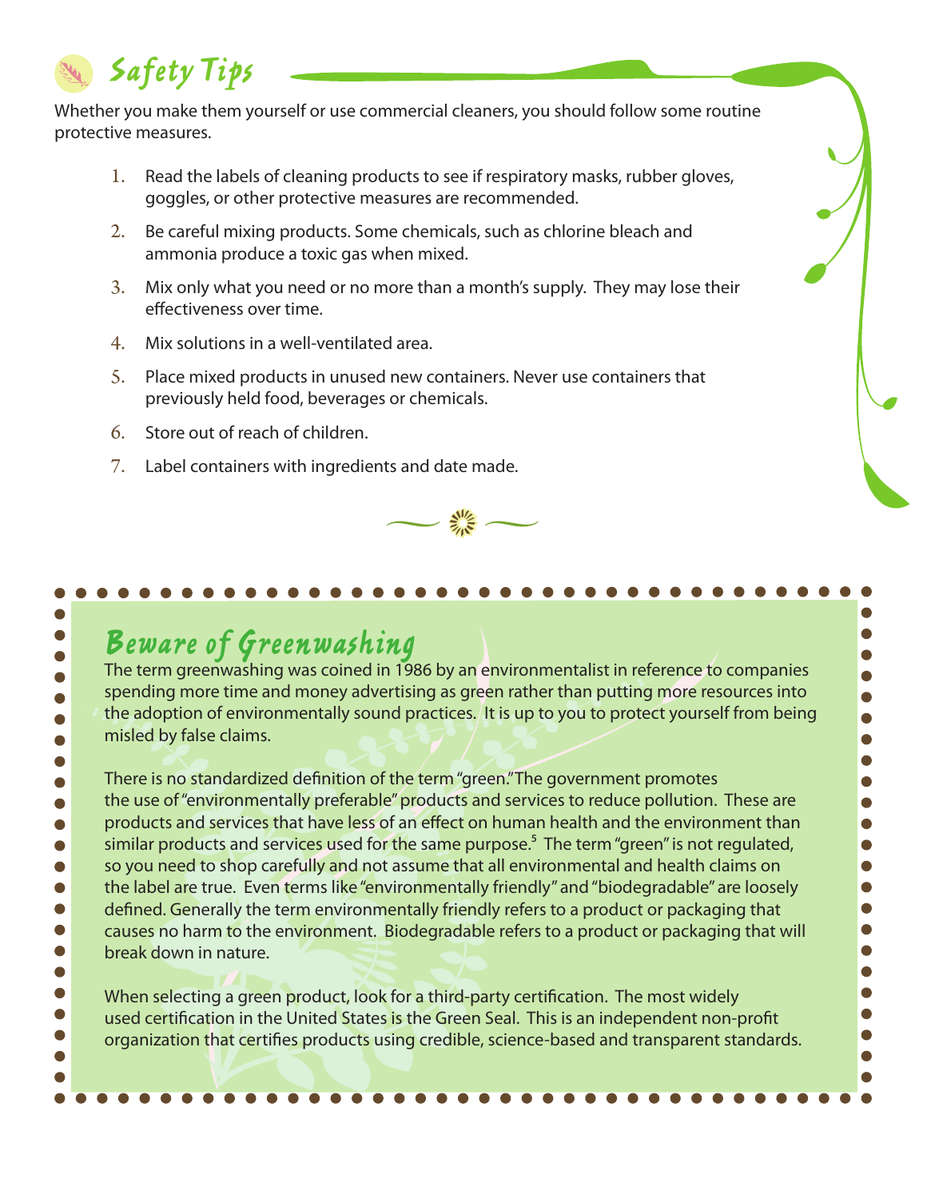## Safety Tips

Whether you make them yourself or use commercial cleaners, you should follow some routine protective measures.

1. Read the labels of cleaning products to see if respiratory masks, rubber gloves, goggles, or other protective measures are recommended.
2. Be careful mixing products. Some chemicals, such as chlorine bleach and ammonia produce a toxic gas when mixed.
3. Mix only what you need or no more than a month's supply. They may lose their effectiveness over time.
4. Mix solutions in a well-ventilated area.
5. Place mixed products in unused new containers. Never use containers that previously held food, beverages or chemicals.
6. Store out of reach of children.
7. Label containers with ingredients and date made.

## Beware of Greenwashing

The term greenwashing was coined in 1986 by an environmentalist in reference to companies spending more time and money advertising as green rather than putting more resources into the adoption of environmentally sound practices. It is up to you to protect yourself from being misled by false claims.

There is no standardized definition of the term "green." The government promotes the use of "environmentally preferable" products and services to reduce pollution. These are products and services that have less of an effect on human health and the environment than similar products and services used for the same purpose.[5] The term "green" is not regulated, so you need to shop carefully and not assume that all environmental and health claims on the label are true. Even terms like "environmentally friendly" and "biodegradable" are loosely defined. Generally the term environmentally friendly refers to a product or packaging that causes no harm to the environment. Biodegradable refers to a product or packaging that will break down in nature.

When selecting a green product, look for a third-party certification. The most widely used certification in the United States is the Green Seal. This is an independent non-profit organization that certifies products using credible, science-based and transparent standards.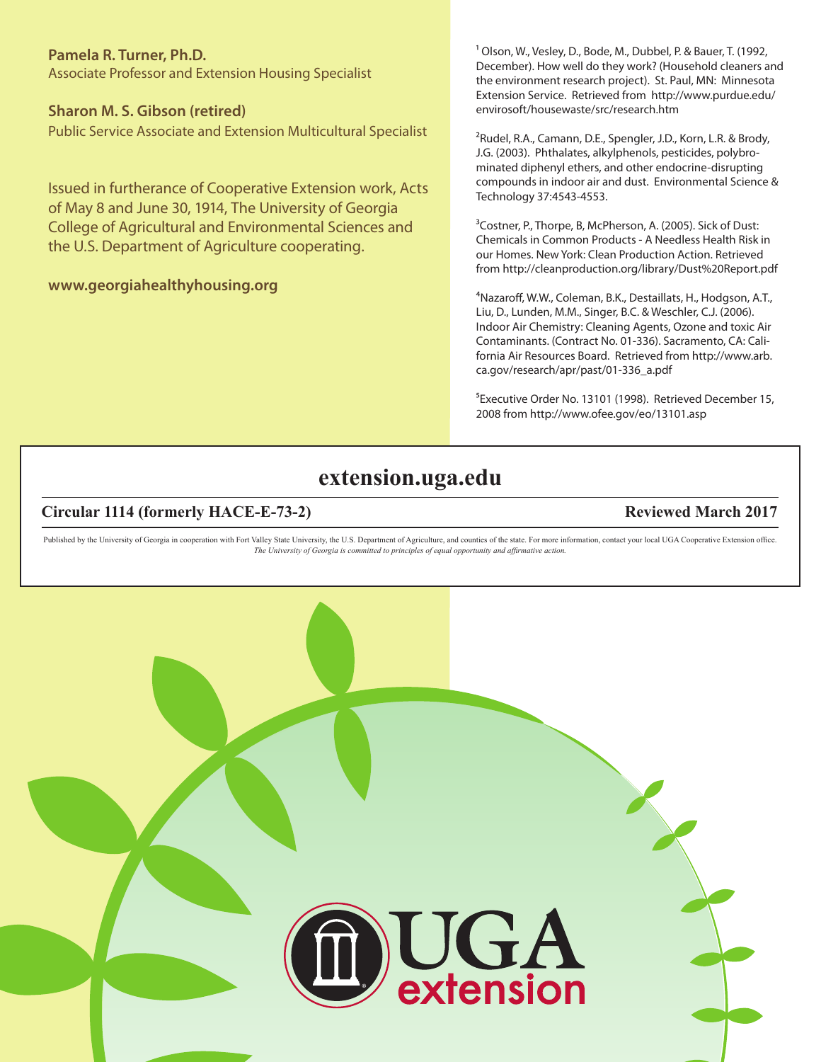**Pamela R. Turner, Ph.D.**
Associate Professor and Extension Housing Specialist

**Sharon M. S. Gibson (retired)**
Public Service Associate and Extension Multicultural Specialist

Issued in furtherance of Cooperative Extension work, Acts of May 8 and June 30, 1914, The University of Georgia College of Agricultural and Environmental Sciences and the U.S. Department of Agriculture cooperating.

**www.georgiahealthyhousing.org**

[1] Olson, W., Vesley, D., Bode, M., Dubbel, P. & Bauer, T. (1992, December). How well do they work? (Household cleaners and the environment research project). St. Paul, MN: Minnesota Extension Service. Retrieved from http://www.purdue.edu/envirosoft/housewaste/src/research.htm

[2] Rudel, R.A., Camann, D.E., Spengler, J.D., Korn, L.R. & Brody, J.G. (2003). Phthalates, alkylphenols, pesticides, polybrominated diphenyl ethers, and other endocrine-disrupting compounds in indoor air and dust. Environmental Science & Technology 37:4543-4553.

[3] Costner, P., Thorpe, B, McPherson, A. (2005). Sick of Dust: Chemicals in Common Products - A Needless Health Risk in our Homes. New York: Clean Production Action. Retrieved from http://cleanproduction.org/library/Dust%20Report.pdf

[4] Nazaroff, W.W., Coleman, B.K., Destaillats, H., Hodgson, A.T., Liu, D., Lunden, M.M., Singer, B.C. & Weschler, C.J. (2006). Indoor Air Chemistry: Cleaning Agents, Ozone and toxic Air Contaminants. (Contract No. 01-336). Sacramento, CA: California Air Resources Board. Retrieved from http://www.arb.ca.gov/research/apr/past/01-336_a.pdf

[5] Executive Order No. 13101 (1998). Retrieved December 15, 2008 from http://www.ofee.gov/eo/13101.asp

## extension.uga.edu

**Circular 1114 (formerly HACE-E-73-2)** **Reviewed March 2017**

Published by the University of Georgia in cooperation with Fort Valley State University, the U.S. Department of Agriculture, and counties of the state. For more information, contact your local UGA Cooperative Extension office.
*The University of Georgia is committed to principles of equal opportunity and affirmative action.*

UGA extension